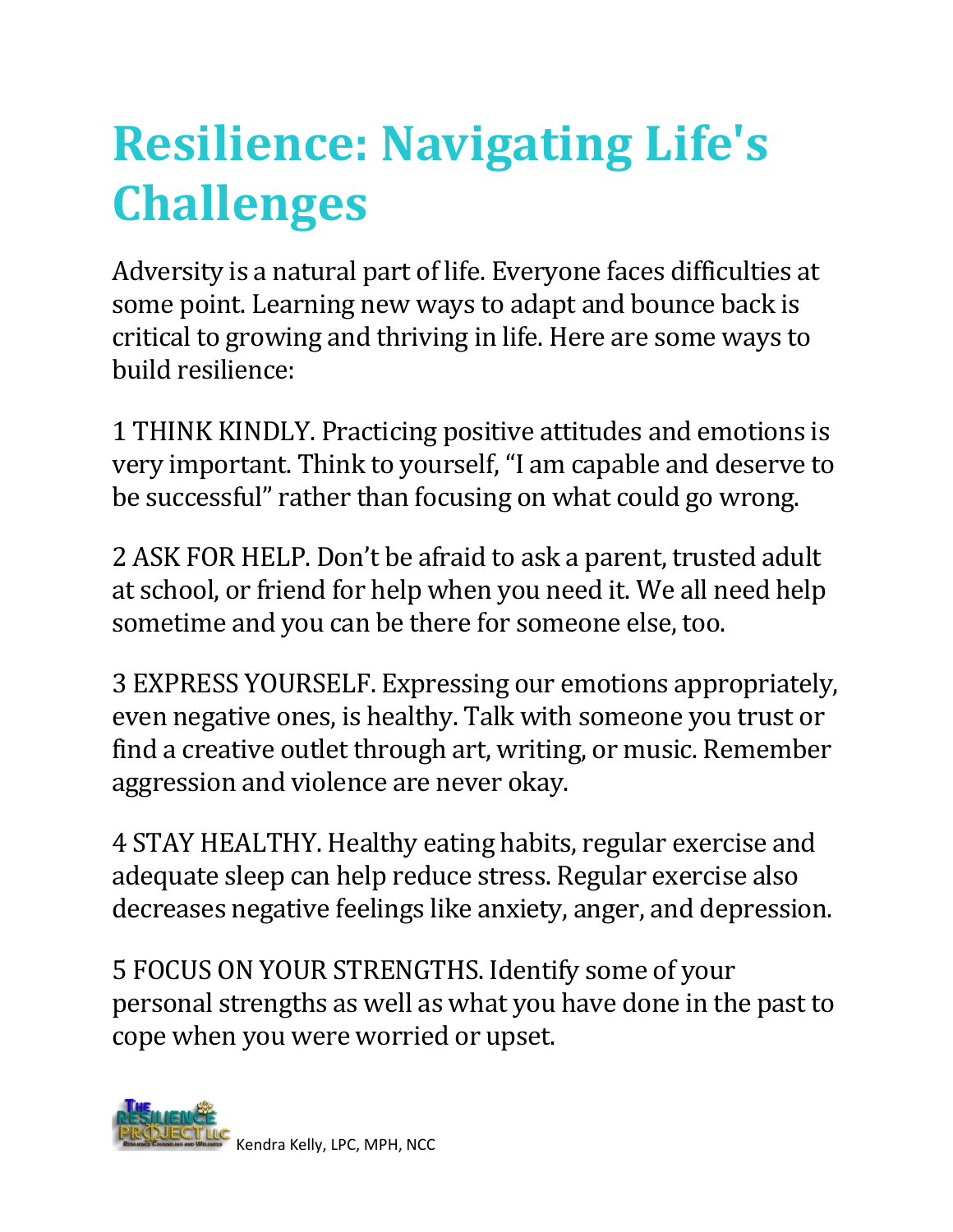# Resilience: Navigating Life's Challenges

Adversity is a natural part of life. Everyone faces difficulties at some point. Learning new ways to adapt and bounce back is critical to growing and thriving in life. Here are some ways to build resilience:

1 THINK KINDLY. Practicing positive attitudes and emotions is very important. Think to yourself, "I am capable and deserve to be successful" rather than focusing on what could go wrong.

2 ASK FOR HELP. Don't be afraid to ask a parent, trusted adult at school, or friend for help when you need it. We all need help sometime and you can be there for someone else, too.

3 EXPRESS YOURSELF. Expressing our emotions appropriately, even negative ones, is healthy. Talk with someone you trust or find a creative outlet through art, writing, or music. Remember aggression and violence are never okay.

4 STAY HEALTHY. Healthy eating habits, regular exercise and adequate sleep can help reduce stress. Regular exercise also decreases negative feelings like anxiety, anger, and depression.

5 FOCUS ON YOUR STRENGTHS. Identify some of your personal strengths as well as what you have done in the past to cope when you were worried or upset.

The Resilience Project LLC — Resilience Counseling and Wellness
Kendra Kelly, LPC, MPH, NCC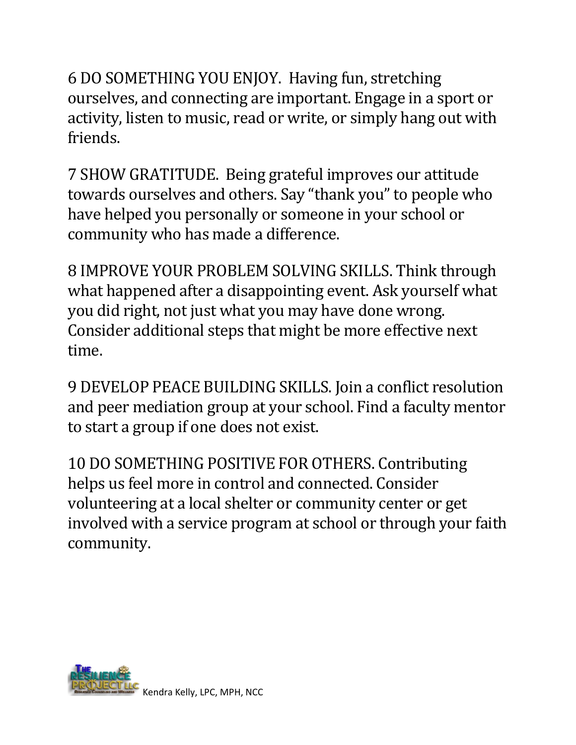6 DO SOMETHING YOU ENJOY. Having fun, stretching ourselves, and connecting are important. Engage in a sport or activity, listen to music, read or write, or simply hang out with friends.

7 SHOW GRATITUDE. Being grateful improves our attitude towards ourselves and others. Say “thank you” to people who have helped you personally or someone in your school or community who has made a difference.

8 IMPROVE YOUR PROBLEM SOLVING SKILLS. Think through what happened after a disappointing event. Ask yourself what you did right, not just what you may have done wrong. Consider additional steps that might be more effective next time.

9 DEVELOP PEACE BUILDING SKILLS. Join a conflict resolution and peer mediation group at your school. Find a faculty mentor to start a group if one does not exist.

10 DO SOMETHING POSITIVE FOR OTHERS. Contributing helps us feel more in control and connected. Consider volunteering at a local shelter or community center or get involved with a service program at school or through your faith community.

Kendra Kelly, LPC, MPH, NCC